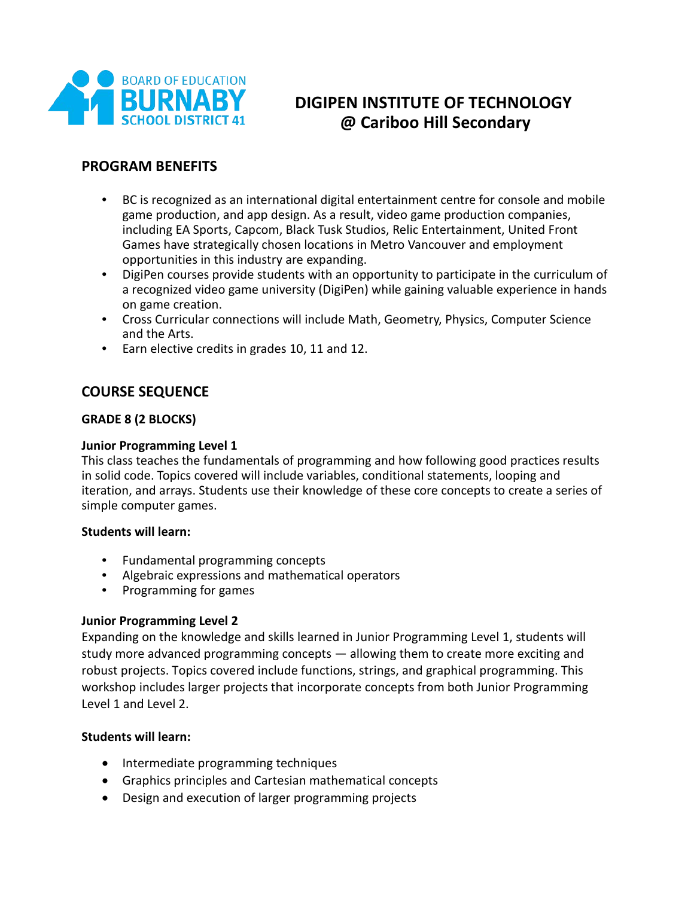BOARD OF EDUCATION
BURNABY
SCHOOL DISTRICT 41

# DIGIPEN INSTITUTE OF TECHNOLOGY @ Cariboo Hill Secondary

## PROGRAM BENEFITS

- BC is recognized as an international digital entertainment centre for console and mobile game production, and app design. As a result, video game production companies, including EA Sports, Capcom, Black Tusk Studios, Relic Entertainment, United Front Games have strategically chosen locations in Metro Vancouver and employment opportunities in this industry are expanding.
- DigiPen courses provide students with an opportunity to participate in the curriculum of a recognized video game university (DigiPen) while gaining valuable experience in hands on game creation.
- Cross Curricular connections will include Math, Geometry, Physics, Computer Science and the Arts.
- Earn elective credits in grades 10, 11 and 12.

## COURSE SEQUENCE

### GRADE 8 (2 BLOCKS)

**Junior Programming Level 1**
This class teaches the fundamentals of programming and how following good practices results in solid code. Topics covered will include variables, conditional statements, looping and iteration, and arrays. Students use their knowledge of these core concepts to create a series of simple computer games.

**Students will learn:**

- Fundamental programming concepts
- Algebraic expressions and mathematical operators
- Programming for games

**Junior Programming Level 2**
Expanding on the knowledge and skills learned in Junior Programming Level 1, students will study more advanced programming concepts — allowing them to create more exciting and robust projects. Topics covered include functions, strings, and graphical programming. This workshop includes larger projects that incorporate concepts from both Junior Programming Level 1 and Level 2.

**Students will learn:**

- Intermediate programming techniques
- Graphics principles and Cartesian mathematical concepts
- Design and execution of larger programming projects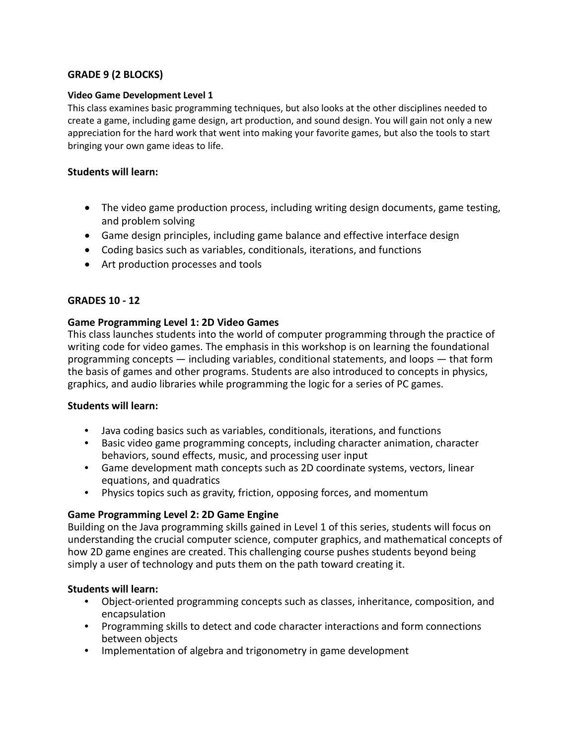## GRADE 9 (2 BLOCKS)

### Video Game Development Level 1

This class examines basic programming techniques, but also looks at the other disciplines needed to create a game, including game design, art production, and sound design. You will gain not only a new appreciation for the hard work that went into making your favorite games, but also the tools to start bringing your own game ideas to life.

**Students will learn:**

- The video game production process, including writing design documents, game testing, and problem solving
- Game design principles, including game balance and effective interface design
- Coding basics such as variables, conditionals, iterations, and functions
- Art production processes and tools

## GRADES 10 - 12

### Game Programming Level 1: 2D Video Games

This class launches students into the world of computer programming through the practice of writing code for video games. The emphasis in this workshop is on learning the foundational programming concepts — including variables, conditional statements, and loops — that form the basis of games and other programs. Students are also introduced to concepts in physics, graphics, and audio libraries while programming the logic for a series of PC games.

**Students will learn:**

- Java coding basics such as variables, conditionals, iterations, and functions
- Basic video game programming concepts, including character animation, character behaviors, sound effects, music, and processing user input
- Game development math concepts such as 2D coordinate systems, vectors, linear equations, and quadratics
- Physics topics such as gravity, friction, opposing forces, and momentum

### Game Programming Level 2: 2D Game Engine

Building on the Java programming skills gained in Level 1 of this series, students will focus on understanding the crucial computer science, computer graphics, and mathematical concepts of how 2D game engines are created. This challenging course pushes students beyond being simply a user of technology and puts them on the path toward creating it.

**Students will learn:**

- Object-oriented programming concepts such as classes, inheritance, composition, and encapsulation
- Programming skills to detect and code character interactions and form connections between objects
- Implementation of algebra and trigonometry in game development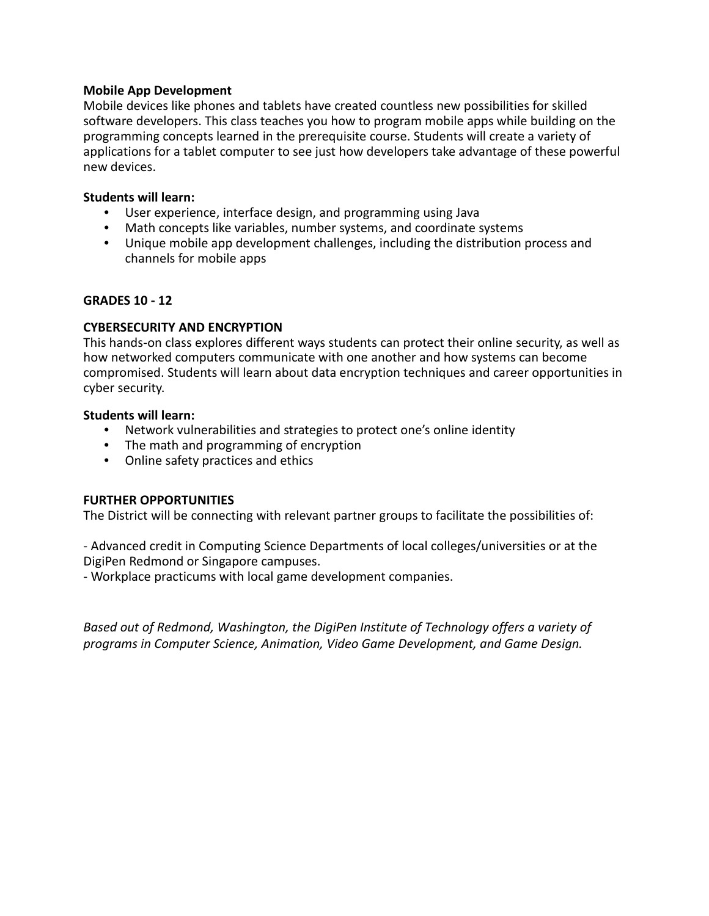**Mobile App Development**
Mobile devices like phones and tablets have created countless new possibilities for skilled software developers. This class teaches you how to program mobile apps while building on the programming concepts learned in the prerequisite course. Students will create a variety of applications for a tablet computer to see just how developers take advantage of these powerful new devices.

**Students will learn:**

- User experience, interface design, and programming using Java
- Math concepts like variables, number systems, and coordinate systems
- Unique mobile app development challenges, including the distribution process and channels for mobile apps

## GRADES 10 - 12

### CYBERSECURITY AND ENCRYPTION

This hands-on class explores different ways students can protect their online security, as well as how networked computers communicate with one another and how systems can become compromised. Students will learn about data encryption techniques and career opportunities in cyber security.

**Students will learn:**

- Network vulnerabilities and strategies to protect one's online identity
- The math and programming of encryption
- Online safety practices and ethics

## FURTHER OPPORTUNITIES

The District will be connecting with relevant partner groups to facilitate the possibilities of:

- Advanced credit in Computing Science Departments of local colleges/universities or at the DigiPen Redmond or Singapore campuses.
- Workplace practicums with local game development companies.

*Based out of Redmond, Washington, the DigiPen Institute of Technology offers a variety of programs in Computer Science, Animation, Video Game Development, and Game Design.*